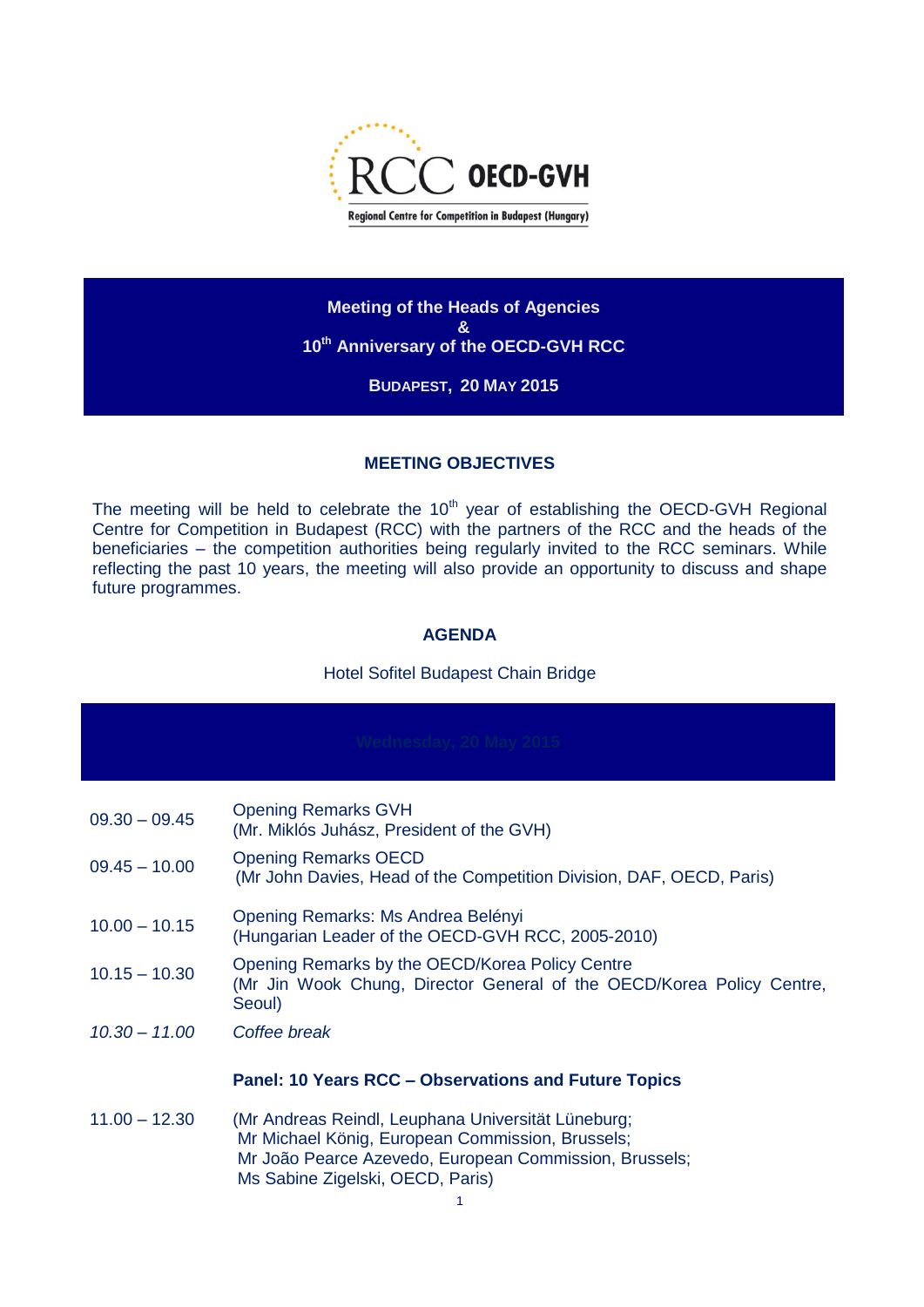RCC OECD-GVH

Regional Centre for Competition in Budapest (Hungary)

# Meeting of the Heads of Agencies & 10th Anniversary of the OECD-GVH RCC

**BUDAPEST, 20 MAY 2015**

## MEETING OBJECTIVES

The meeting will be held to celebrate the 10th year of establishing the OECD-GVH Regional Centre for Competition in Budapest (RCC) with the partners of the RCC and the heads of the beneficiaries – the competition authorities being regularly invited to the RCC seminars. While reflecting the past 10 years, the meeting will also provide an opportunity to discuss and shape future programmes.

## AGENDA

Hotel Sofitel Budapest Chain Bridge

**Wednesday, 20 May 2015**

| Time | Item |
|---|---|
| 09.30 – 09.45 | Opening Remarks GVH<br>(Mr. Miklós Juhász, President of the GVH) |
| 09.45 – 10.00 | Opening Remarks OECD<br>(Mr John Davies, Head of the Competition Division, DAF, OECD, Paris) |
| 10.00 – 10.15 | Opening Remarks: Ms Andrea Belényi<br>(Hungarian Leader of the OECD-GVH RCC, 2005-2010) |
| 10.15 – 10.30 | Opening Remarks by the OECD/Korea Policy Centre<br>(Mr Jin Wook Chung, Director General of the OECD/Korea Policy Centre, Seoul) |
| *10.30 – 11.00* | *Coffee break* |
| | **Panel: 10 Years RCC – Observations and Future Topics** |
| 11.00 – 12.30 | (Mr Andreas Reindl, Leuphana Universität Lüneburg;<br>Mr Michael König, European Commission, Brussels;<br>Mr João Pearce Azevedo, European Commission, Brussels;<br>Ms Sabine Zigelski, OECD, Paris) |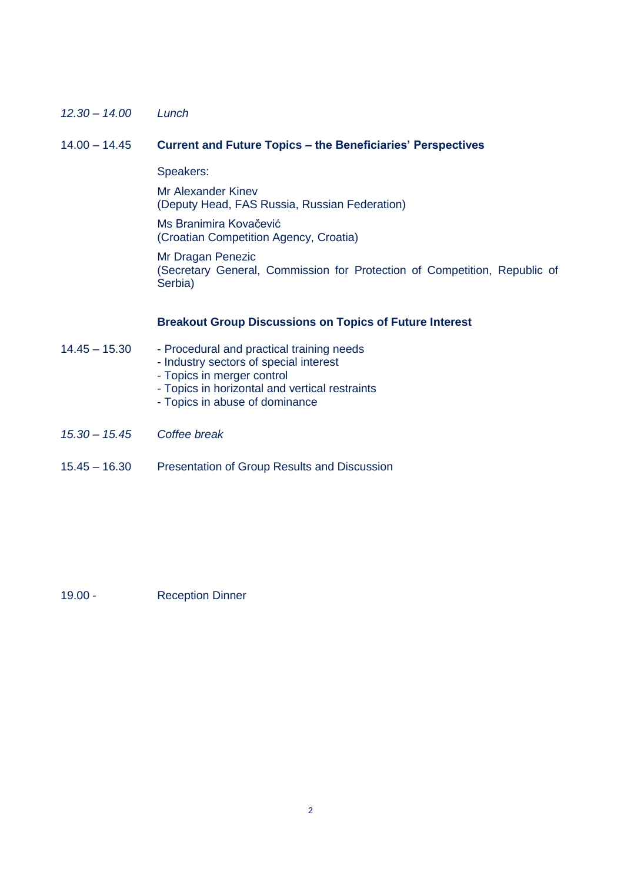*12.30 – 14.00* *Lunch*

14.00 – 14.45 **Current and Future Topics – the Beneficiaries' Perspectives**

Speakers:

Mr Alexander Kinev
(Deputy Head, FAS Russia, Russian Federation)

Ms Branimira Kovačević
(Croatian Competition Agency, Croatia)

Mr Dragan Penezic
(Secretary General, Commission for Protection of Competition, Republic of Serbia)

**Breakout Group Discussions on Topics of Future Interest**

14.45 – 15.30

- Procedural and practical training needs
- Industry sectors of special interest
- Topics in merger control
- Topics in horizontal and vertical restraints
- Topics in abuse of dominance

*15.30 – 15.45* *Coffee break*

15.45 – 16.30 Presentation of Group Results and Discussion

19.00 - Reception Dinner